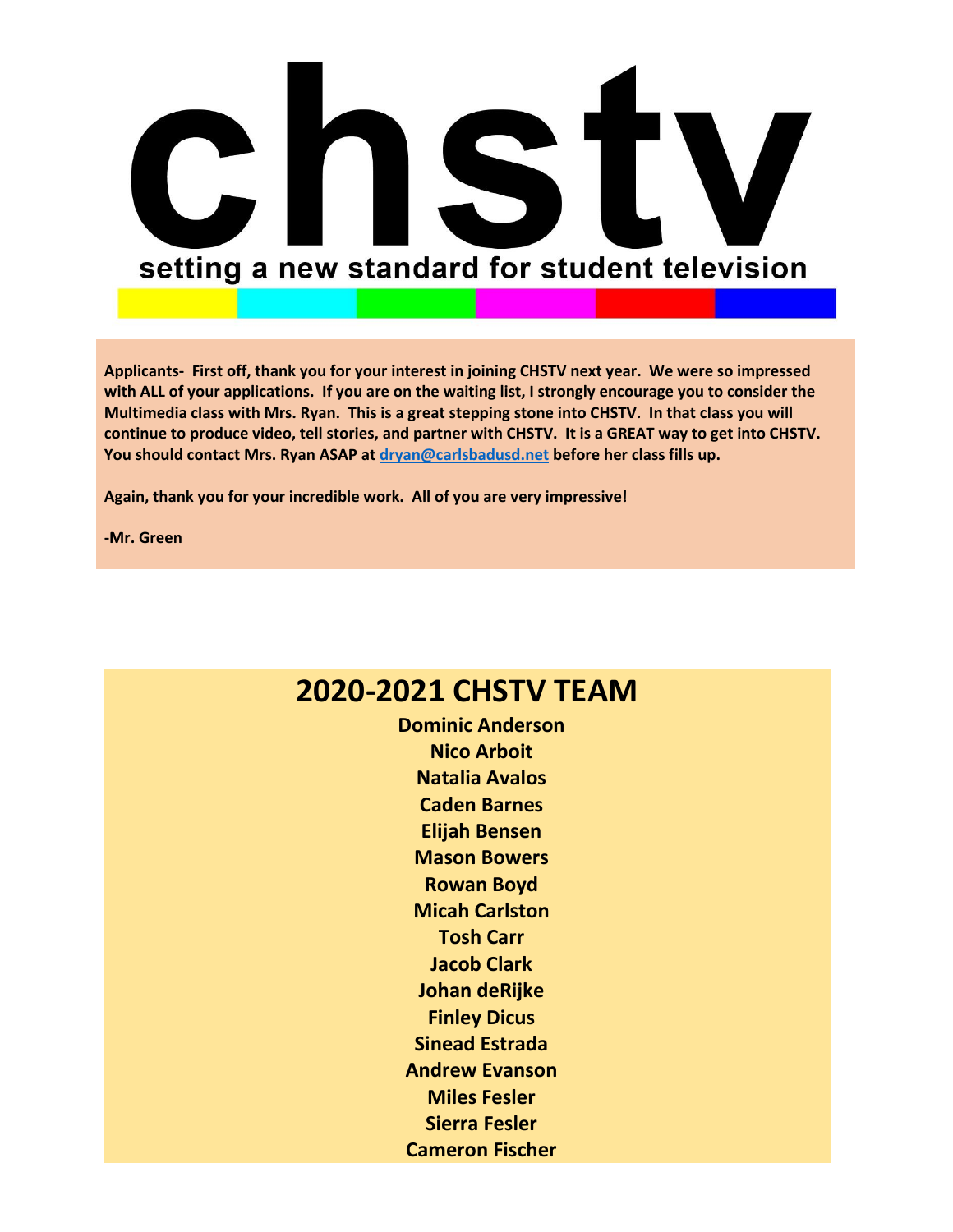# chstv

setting a new standard for student television

**Applicants- First off, thank you for your interest in joining CHSTV next year. We were so impressed with ALL of your applications. If you are on the waiting list, I strongly encourage you to consider the Multimedia class with Mrs. Ryan. This is a great stepping stone into CHSTV. In that class you will continue to produce video, tell stories, and partner with CHSTV. It is a GREAT way to get into CHSTV. You should contact Mrs. Ryan ASAP at dryan@carlsbadusd.net before her class fills up.**

**Again, thank you for your incredible work. All of you are very impressive!**

**-Mr. Green**

## 2020-2021 CHSTV TEAM

**Dominic Anderson**
**Nico Arboit**
**Natalia Avalos**
**Caden Barnes**
**Elijah Bensen**
**Mason Bowers**
**Rowan Boyd**
**Micah Carlston**
**Tosh Carr**
**Jacob Clark**
**Johan deRijke**
**Finley Dicus**
**Sinead Estrada**
**Andrew Evanson**
**Miles Fesler**
**Sierra Fesler**
**Cameron Fischer**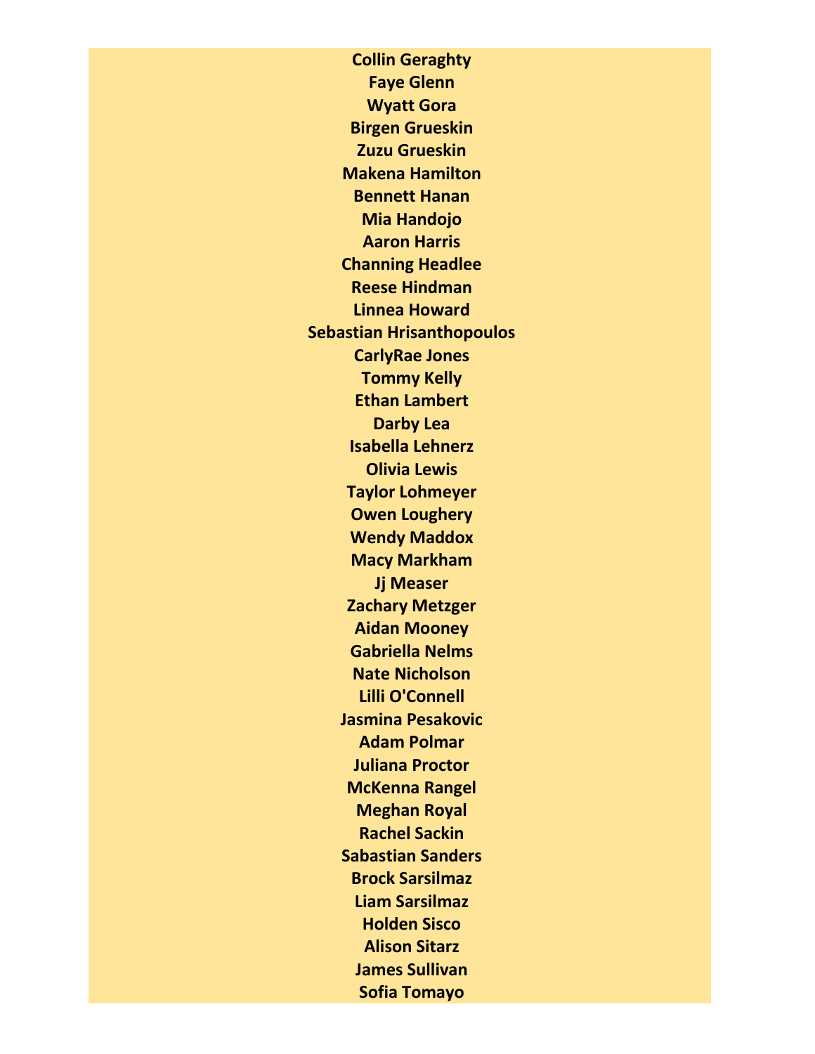**Collin Geraghty**

**Faye Glenn**

**Wyatt Gora**

**Birgen Grueskin**

**Zuzu Grueskin**

**Makena Hamilton**

**Bennett Hanan**

**Mia Handojo**

**Aaron Harris**

**Channing Headlee**

**Reese Hindman**

**Linnea Howard**

**Sebastian Hrisanthopoulos**

**CarlyRae Jones**

**Tommy Kelly**

**Ethan Lambert**

**Darby Lea**

**Isabella Lehnerz**

**Olivia Lewis**

**Taylor Lohmeyer**

**Owen Loughery**

**Wendy Maddox**

**Macy Markham**

**Jj Measer**

**Zachary Metzger**

**Aidan Mooney**

**Gabriella Nelms**

**Nate Nicholson**

**Lilli O'Connell**

**Jasmina Pesakovic**

**Adam Polmar**

**Juliana Proctor**

**McKenna Rangel**

**Meghan Royal**

**Rachel Sackin**

**Sabastian Sanders**

**Brock Sarsilmaz**

**Liam Sarsilmaz**

**Holden Sisco**

**Alison Sitarz**

**James Sullivan**

**Sofia Tomayo**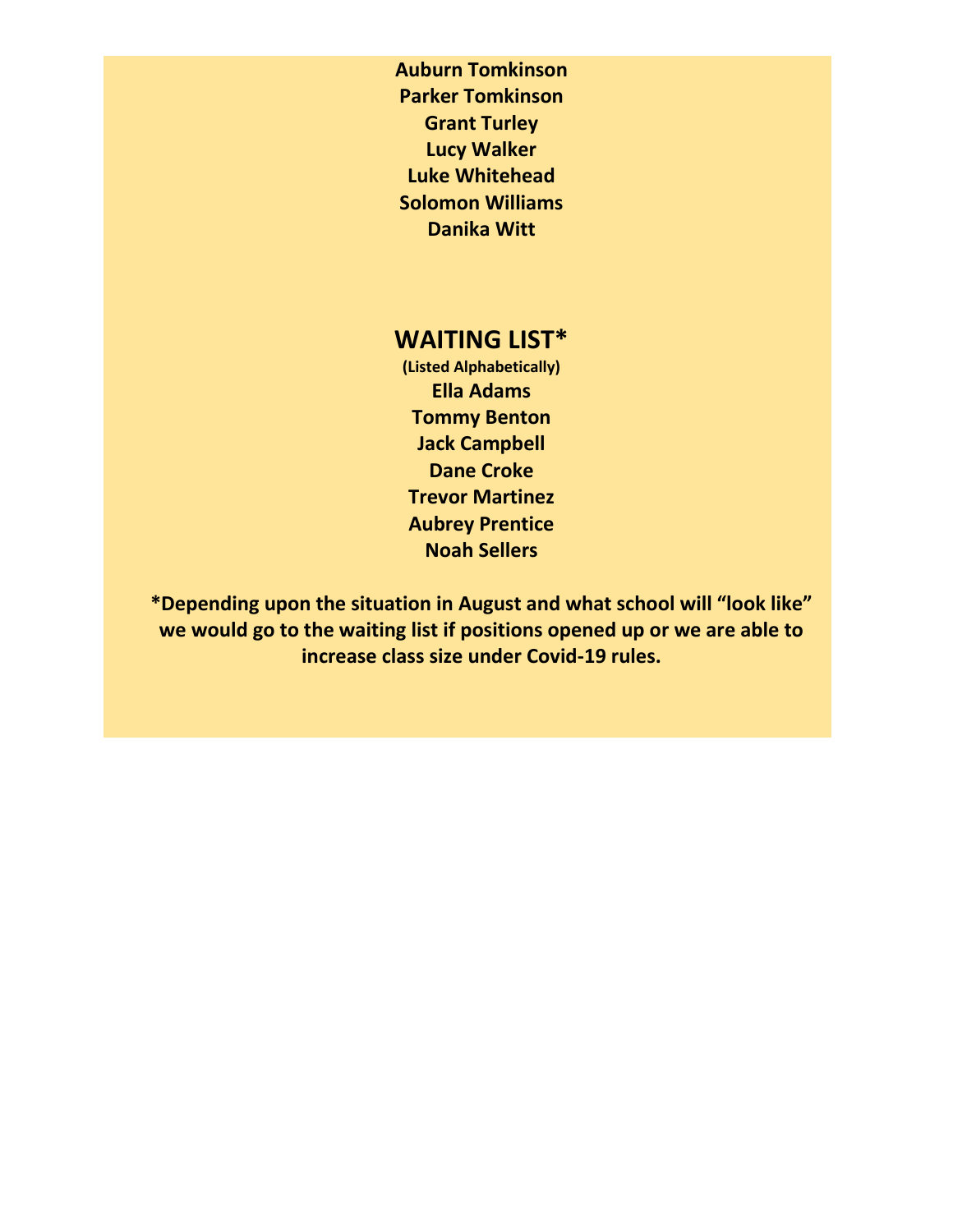**Auburn Tomkinson**
**Parker Tomkinson**
**Grant Turley**
**Lucy Walker**
**Luke Whitehead**
**Solomon Williams**
**Danika Witt**

## WAITING LIST*

**(Listed Alphabetically)**

**Ella Adams**
**Tommy Benton**
**Jack Campbell**
**Dane Croke**
**Trevor Martinez**
**Aubrey Prentice**
**Noah Sellers**

**\*Depending upon the situation in August and what school will "look like" we would go to the waiting list if positions opened up or we are able to increase class size under Covid-19 rules.**